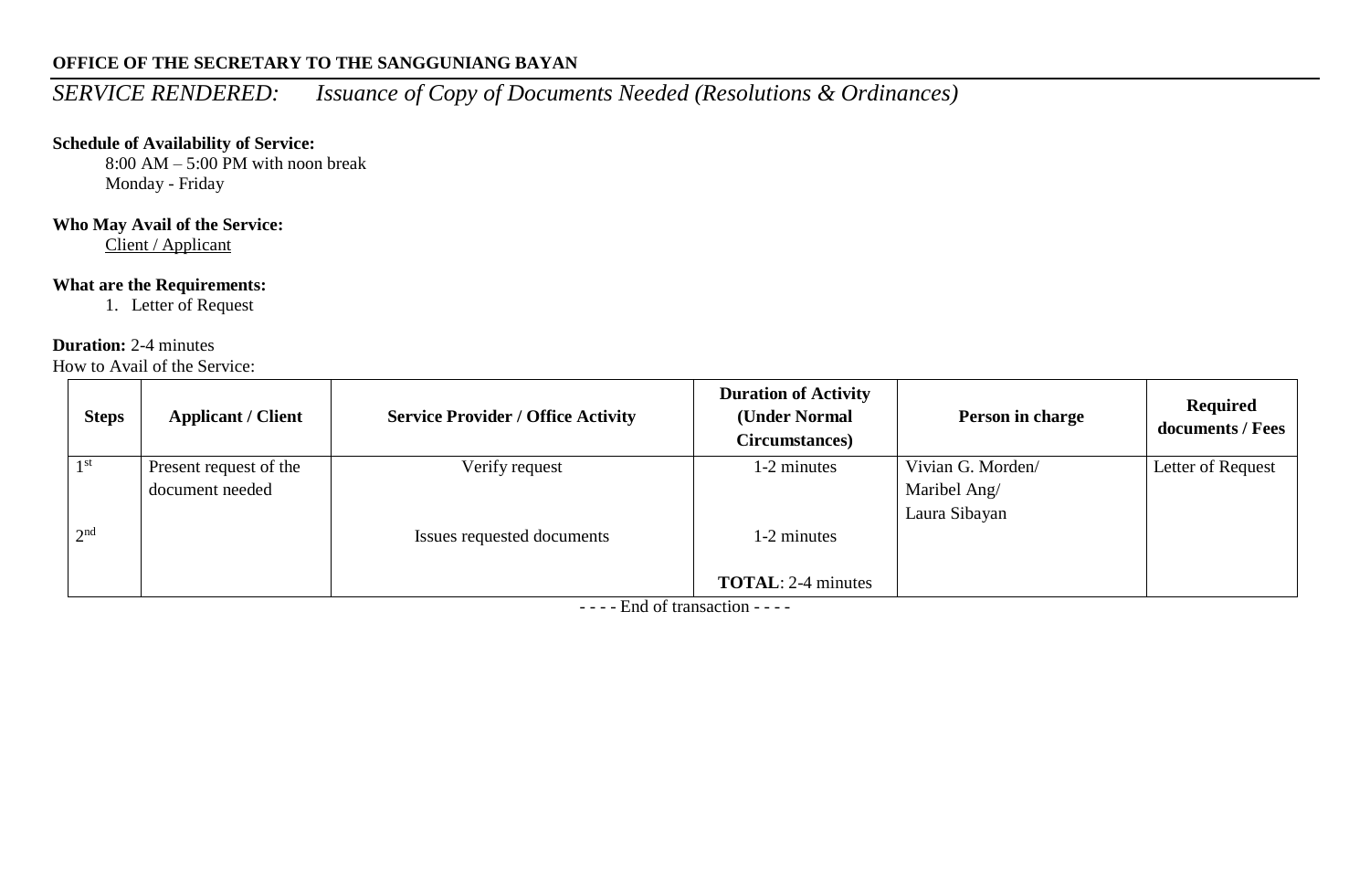**OFFICE OF THE SECRETARY TO THE SANGGUNIANG BAYAN**

*SERVICE RENDERED: Issuance of Copy of Documents Needed (Resolutions & Ordinances)*

**Schedule of Availability of Service:**

8:00 AM – 5:00 PM with noon break
Monday - Friday

**Who May Avail of the Service:**

Client / Applicant

**What are the Requirements:**

1. Letter of Request

**Duration:** 2-4 minutes

How to Avail of the Service:

| Steps | Applicant / Client | Service Provider / Office Activity | Duration of Activity (Under Normal Circumstances) | Person in charge | Required documents / Fees |
|---|---|---|---|---|---|
| 1st | Present request of the document needed | Verify request | 1-2 minutes | Vivian G. Morden/ Maribel Ang/ Laura Sibayan | Letter of Request |
| 2nd | | Issues requested documents | 1-2 minutes | | |
| | | | **TOTAL**: 2-4 minutes | | |

- - - - End of transaction - - - -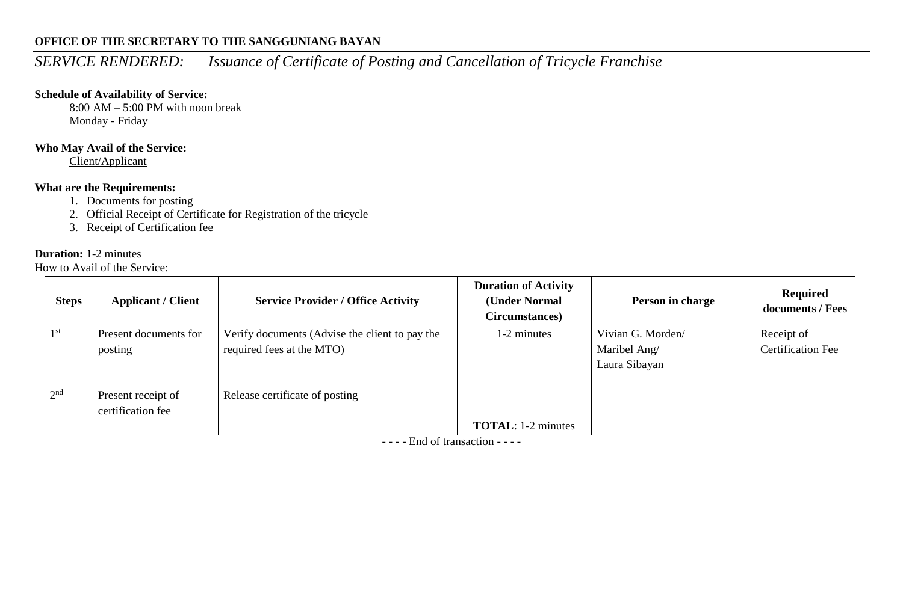**OFFICE OF THE SECRETARY TO THE SANGGUNIANG BAYAN**

*SERVICE RENDERED: Issuance of Certificate of Posting and Cancellation of Tricycle Franchise*

**Schedule of Availability of Service:**

8:00 AM – 5:00 PM with noon break
Monday - Friday

**Who May Avail of the Service:**

Client/Applicant

**What are the Requirements:**

1. Documents for posting
2. Official Receipt of Certificate for Registration of the tricycle
3. Receipt of Certification fee

**Duration:** 1-2 minutes

How to Avail of the Service:

| Steps | Applicant / Client | Service Provider / Office Activity | Duration of Activity (Under Normal Circumstances) | Person in charge | Required documents / Fees |
|---|---|---|---|---|---|
| 1st | Present documents for posting | Verify documents (Advise the client to pay the required fees at the MTO) | 1-2 minutes | Vivian G. Morden/ Maribel Ang/ Laura Sibayan | Receipt of Certification Fee |
| 2nd | Present receipt of certification fee | Release certificate of posting | **TOTAL**: 1-2 minutes | | |

- - - - End of transaction - - - -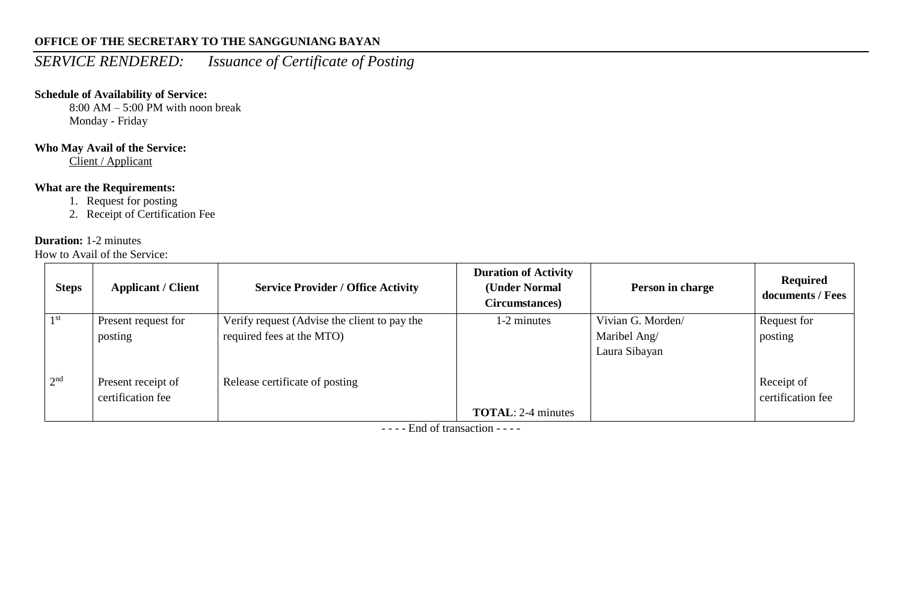**OFFICE OF THE SECRETARY TO THE SANGGUNIANG BAYAN**

*SERVICE RENDERED: Issuance of Certificate of Posting*

**Schedule of Availability of Service:**

8:00 AM – 5:00 PM with noon break
Monday - Friday

**Who May Avail of the Service:**

Client / Applicant

**What are the Requirements:**

1. Request for posting
2. Receipt of Certification Fee

**Duration:** 1-2 minutes

How to Avail of the Service:

| Steps | Applicant / Client | Service Provider / Office Activity | Duration of Activity (Under Normal Circumstances) | Person in charge | Required documents / Fees |
|---|---|---|---|---|---|
| 1st | Present request for posting | Verify request (Advise the client to pay the required fees at the MTO) | 1-2 minutes | Vivian G. Morden/ Maribel Ang/ Laura Sibayan | Request for posting |
| 2nd | Present receipt of certification fee | Release certificate of posting | **TOTAL**: 2-4 minutes | | Receipt of certification fee |

- - - - End of transaction - - - -